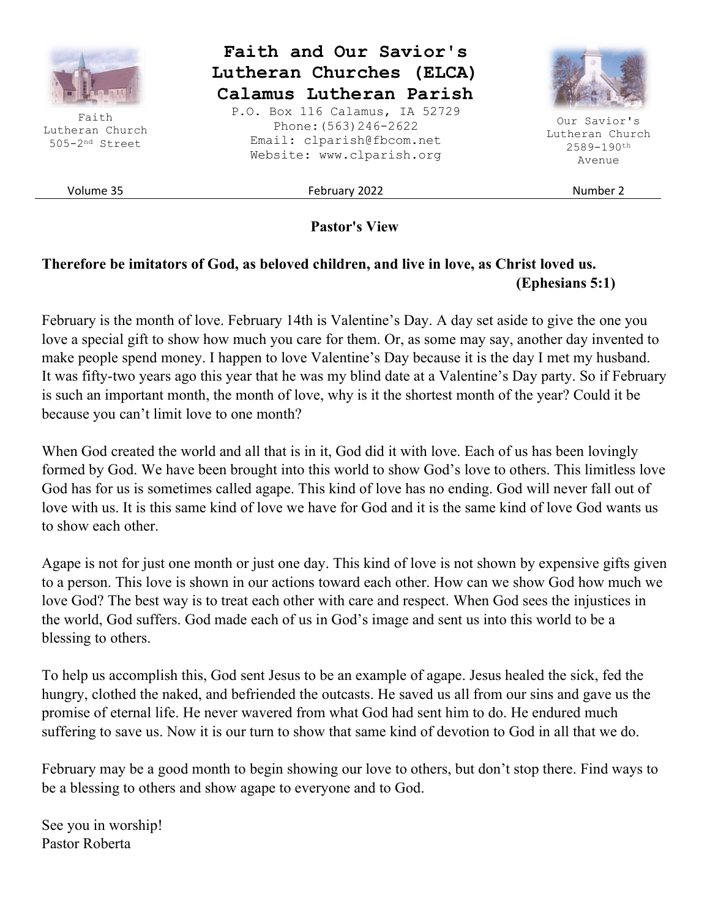# Faith and Our Savior's Lutheran Churches (ELCA)
# Calamus Lutheran Parish

P.O. Box 116 Calamus, IA 52729
Phone:(563)246-2622
Email: clparish@fbcom.net
Website: www.clparish.org

Faith
Lutheran Church
505-2nd Street

Our Savior's
Lutheran Church
2589-190th
Avenue

Volume 35 | February 2022 | Number 2

## Pastor's View

**Therefore be imitators of God, as beloved children, and live in love, as Christ loved us. (Ephesians 5:1)**

February is the month of love. February 14th is Valentine's Day. A day set aside to give the one you love a special gift to show how much you care for them. Or, as some may say, another day invented to make people spend money. I happen to love Valentine's Day because it is the day I met my husband. It was fifty-two years ago this year that he was my blind date at a Valentine's Day party. So if February is such an important month, the month of love, why is it the shortest month of the year? Could it be because you can't limit love to one month?

When God created the world and all that is in it, God did it with love. Each of us has been lovingly formed by God. We have been brought into this world to show God's love to others. This limitless love God has for us is sometimes called agape. This kind of love has no ending. God will never fall out of love with us. It is this same kind of love we have for God and it is the same kind of love God wants us to show each other.

Agape is not for just one month or just one day. This kind of love is not shown by expensive gifts given to a person. This love is shown in our actions toward each other. How can we show God how much we love God? The best way is to treat each other with care and respect. When God sees the injustices in the world, God suffers. God made each of us in God's image and sent us into this world to be a blessing to others.

To help us accomplish this, God sent Jesus to be an example of agape. Jesus healed the sick, fed the hungry, clothed the naked, and befriended the outcasts. He saved us all from our sins and gave us the promise of eternal life. He never wavered from what God had sent him to do. He endured much suffering to save us. Now it is our turn to show that same kind of devotion to God in all that we do.

February may be a good month to begin showing our love to others, but don't stop there. Find ways to be a blessing to others and show agape to everyone and to God.

See you in worship!
Pastor Roberta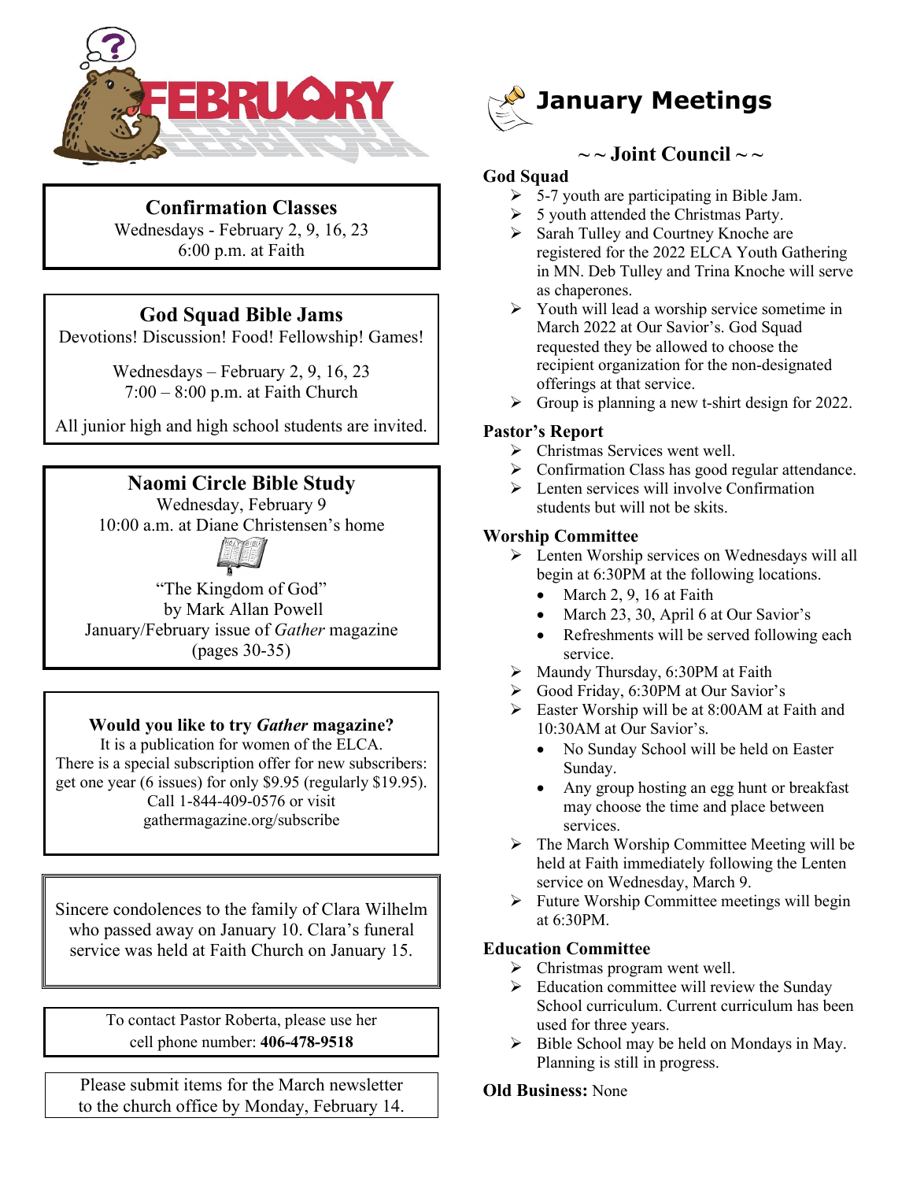# FEBRUARY

## Confirmation Classes

Wednesdays - February 2, 9, 16, 23
6:00 p.m. at Faith

## God Squad Bible Jams

Devotions! Discussion! Food! Fellowship! Games!

Wednesdays – February 2, 9, 16, 23
7:00 – 8:00 p.m. at Faith Church

All junior high and high school students are invited.

## Naomi Circle Bible Study

Wednesday, February 9
10:00 a.m. at Diane Christensen's home

"The Kingdom of God"
by Mark Allan Powell
January/February issue of *Gather* magazine
(pages 30-35)

**Would you like to try *Gather* magazine?**
It is a publication for women of the ELCA.
There is a special subscription offer for new subscribers: get one year (6 issues) for only $9.95 (regularly $19.95).
Call 1-844-409-0576 or visit
gathermagazine.org/subscribe

Sincere condolences to the family of Clara Wilhelm who passed away on January 10. Clara's funeral service was held at Faith Church on January 15.

To contact Pastor Roberta, please use her cell phone number: **406-478-9518**

Please submit items for the March newsletter to the church office by Monday, February 14.

# January Meetings

## ~ ~ Joint Council ~ ~

### God Squad

- 5-7 youth are participating in Bible Jam.
- 5 youth attended the Christmas Party.
- Sarah Tulley and Courtney Knoche are registered for the 2022 ELCA Youth Gathering in MN. Deb Tulley and Trina Knoche will serve as chaperones.
- Youth will lead a worship service sometime in March 2022 at Our Savior's. God Squad requested they be allowed to choose the recipient organization for the non-designated offerings at that service.
- Group is planning a new t-shirt design for 2022.

### Pastor's Report

- Christmas Services went well.
- Confirmation Class has good regular attendance.
- Lenten services will involve Confirmation students but will not be skits.

### Worship Committee

- Lenten Worship services on Wednesdays will all begin at 6:30PM at the following locations.
  - March 2, 9, 16 at Faith
  - March 23, 30, April 6 at Our Savior's
  - Refreshments will be served following each service.
- Maundy Thursday, 6:30PM at Faith
- Good Friday, 6:30PM at Our Savior's
- Easter Worship will be at 8:00AM at Faith and 10:30AM at Our Savior's.
  - No Sunday School will be held on Easter Sunday.
  - Any group hosting an egg hunt or breakfast may choose the time and place between services.
- The March Worship Committee Meeting will be held at Faith immediately following the Lenten service on Wednesday, March 9.
- Future Worship Committee meetings will begin at 6:30PM.

### Education Committee

- Christmas program went well.
- Education committee will review the Sunday School curriculum. Current curriculum has been used for three years.
- Bible School may be held on Mondays in May. Planning is still in progress.

**Old Business:** None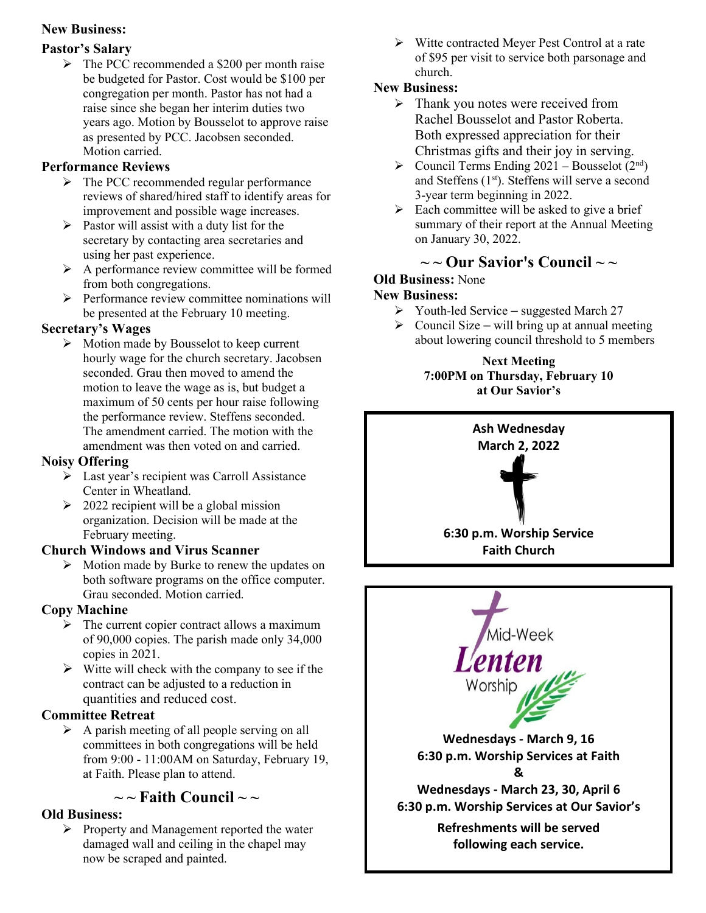**New Business:**

**Pastor's Salary**

- The PCC recommended a $200 per month raise be budgeted for Pastor. Cost would be $100 per congregation per month. Pastor has not had a raise since she began her interim duties two years ago. Motion by Bousselot to approve raise as presented by PCC. Jacobsen seconded. Motion carried.

**Performance Reviews**

- The PCC recommended regular performance reviews of shared/hired staff to identify areas for improvement and possible wage increases.
- Pastor will assist with a duty list for the secretary by contacting area secretaries and using her past experience.
- A performance review committee will be formed from both congregations.
- Performance review committee nominations will be presented at the February 10 meeting.

**Secretary's Wages**

- Motion made by Bousselot to keep current hourly wage for the church secretary. Jacobsen seconded. Grau then moved to amend the motion to leave the wage as is, but budget a maximum of 50 cents per hour raise following the performance review. Steffens seconded. The amendment carried. The motion with the amendment was then voted on and carried.

**Noisy Offering**

- Last year's recipient was Carroll Assistance Center in Wheatland.
- 2022 recipient will be a global mission organization. Decision will be made at the February meeting.

**Church Windows and Virus Scanner**

- Motion made by Burke to renew the updates on both software programs on the office computer. Grau seconded. Motion carried.

**Copy Machine**

- The current copier contract allows a maximum of 90,000 copies. The parish made only 34,000 copies in 2021.
- Witte will check with the company to see if the contract can be adjusted to a reduction in quantities and reduced cost.

**Committee Retreat**

- A parish meeting of all people serving on all committees in both congregations will be held from 9:00 - 11:00AM on Saturday, February 19, at Faith. Please plan to attend.

## ~ ~ Faith Council ~ ~

**Old Business:**

- Property and Management reported the water damaged wall and ceiling in the chapel may now be scraped and painted.
- Witte contracted Meyer Pest Control at a rate of $95 per visit to service both parsonage and church.

**New Business:**

- Thank you notes were received from Rachel Bousselot and Pastor Roberta. Both expressed appreciation for their Christmas gifts and their joy in serving.
- Council Terms Ending 2021 – Bousselot (2nd) and Steffens (1st). Steffens will serve a second 3-year term beginning in 2022.
- Each committee will be asked to give a brief summary of their report at the Annual Meeting on January 30, 2022.

## ~ ~ Our Savior's Council ~ ~

**Old Business:** None

**New Business:**

- Youth-led Service – suggested March 27
- Council Size – will bring up at annual meeting about lowering council threshold to 5 members

**Next Meeting**
**7:00PM on Thursday, February 10**
**at Our Savior's**

**Ash Wednesday**
**March 2, 2022**

**6:30 p.m. Worship Service**
**Faith Church**

Mid-Week
*Lenten*
Worship

**Wednesdays - March 9, 16**
**6:30 p.m. Worship Services at Faith**
**&**
**Wednesdays - March 23, 30, April 6**
**6:30 p.m. Worship Services at Our Savior's**

**Refreshments will be served following each service.**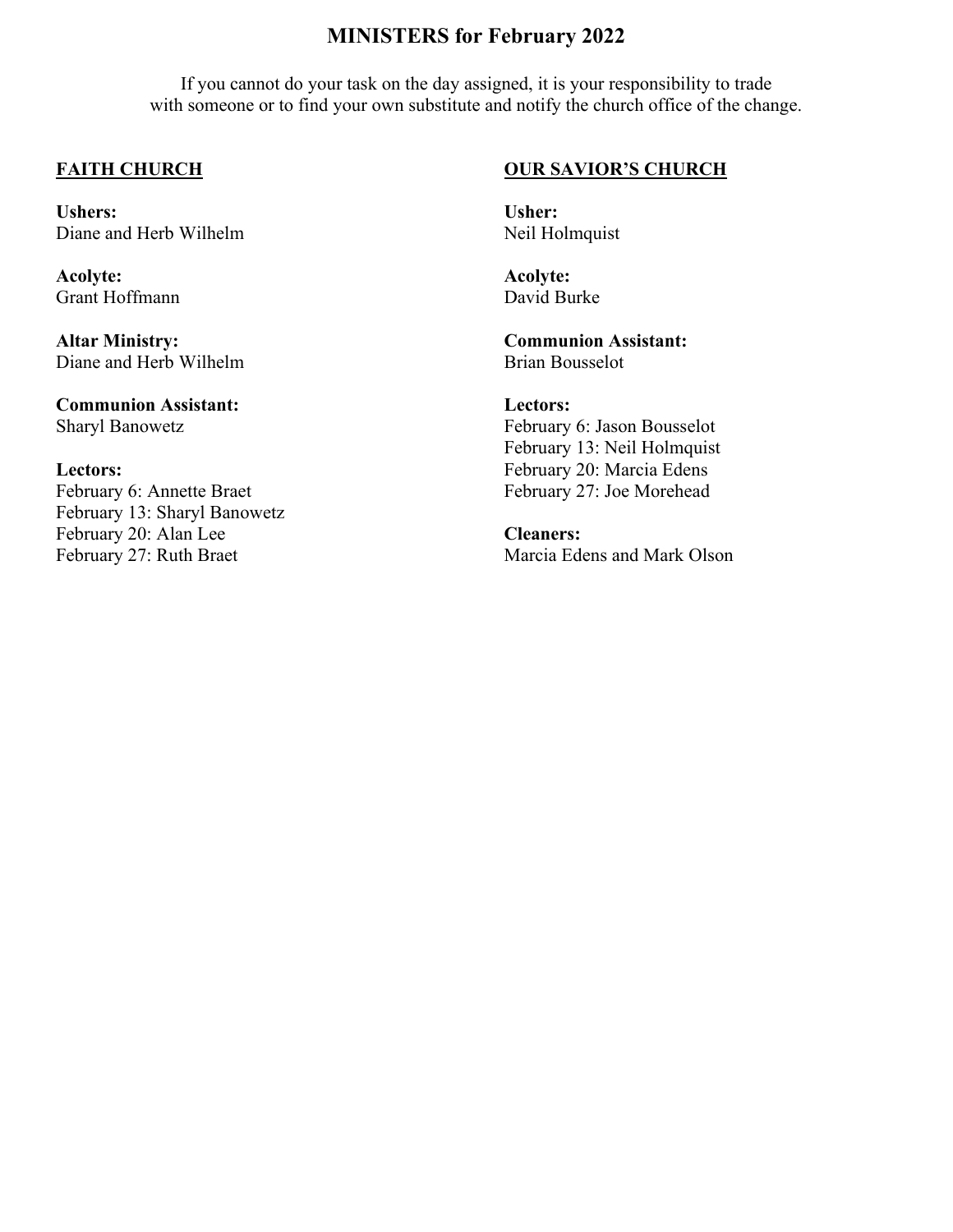# MINISTERS for February 2022

If you cannot do your task on the day assigned, it is your responsibility to trade with someone or to find your own substitute and notify the church office of the change.

## FAITH CHURCH

**Ushers:**
Diane and Herb Wilhelm

**Acolyte:**
Grant Hoffmann

**Altar Ministry:**
Diane and Herb Wilhelm

**Communion Assistant:**
Sharyl Banowetz

**Lectors:**
February 6: Annette Braet
February 13: Sharyl Banowetz
February 20: Alan Lee
February 27: Ruth Braet

## OUR SAVIOR'S CHURCH

**Usher:**
Neil Holmquist

**Acolyte:**
David Burke

**Communion Assistant:**
Brian Bousselot

**Lectors:**
February 6: Jason Bousselot
February 13: Neil Holmquist
February 20: Marcia Edens
February 27: Joe Morehead

**Cleaners:**
Marcia Edens and Mark Olson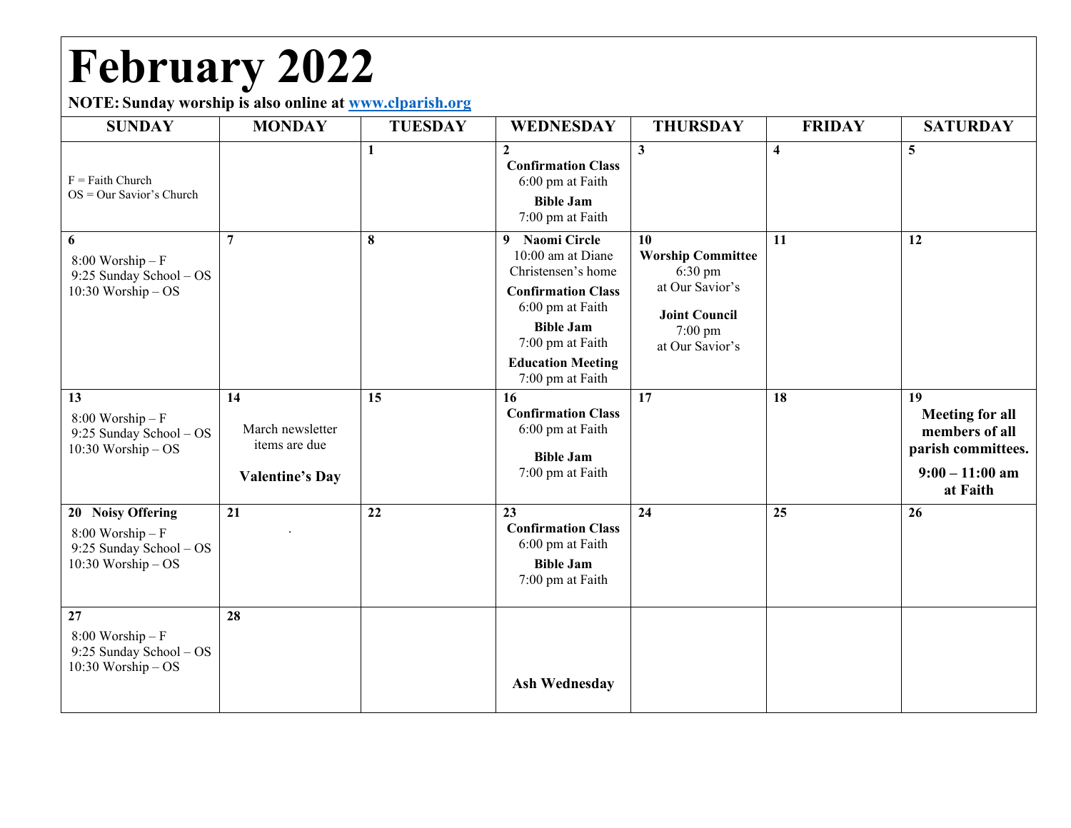# February 2022

**NOTE: Sunday worship is also online at [www.clparish.org](http://www.clparish.org)**

| SUNDAY | MONDAY | TUESDAY | WEDNESDAY | THURSDAY | FRIDAY | SATURDAY |
|---|---|---|---|---|---|---|
| F = Faith Church<br>OS = Our Savior's Church | | **1** | **2**<br>**Confirmation Class**<br>6:00 pm at Faith<br>**Bible Jam**<br>7:00 pm at Faith | **3** | **4** | **5** |
| **6**<br>8:00 Worship – F<br>9:25 Sunday School – OS<br>10:30 Worship – OS | **7** | **8** | **9 Naomi Circle**<br>10:00 am at Diane Christensen's home<br>**Confirmation Class**<br>6:00 pm at Faith<br>**Bible Jam**<br>7:00 pm at Faith<br>**Education Meeting**<br>7:00 pm at Faith | **10**<br>**Worship Committee**<br>6:30 pm<br>at Our Savior's<br>**Joint Council**<br>7:00 pm<br>at Our Savior's | **11** | **12** |
| **13**<br>8:00 Worship – F<br>9:25 Sunday School – OS<br>10:30 Worship – OS | **14**<br>March newsletter items are due<br>**Valentine's Day** | **15** | **16**<br>**Confirmation Class**<br>6:00 pm at Faith<br>**Bible Jam**<br>7:00 pm at Faith | **17** | **18** | **19**<br>**Meeting for all members of all parish committees.**<br>**9:00 – 11:00 am at Faith** |
| **20 Noisy Offering**<br>8:00 Worship – F<br>9:25 Sunday School – OS<br>10:30 Worship – OS | **21** | **22** | **23**<br>**Confirmation Class**<br>6:00 pm at Faith<br>**Bible Jam**<br>7:00 pm at Faith | **24** | **25** | **26** |
| **27**<br>8:00 Worship – F<br>9:25 Sunday School – OS<br>10:30 Worship – OS | **28** | | **Ash Wednesday** | | | |